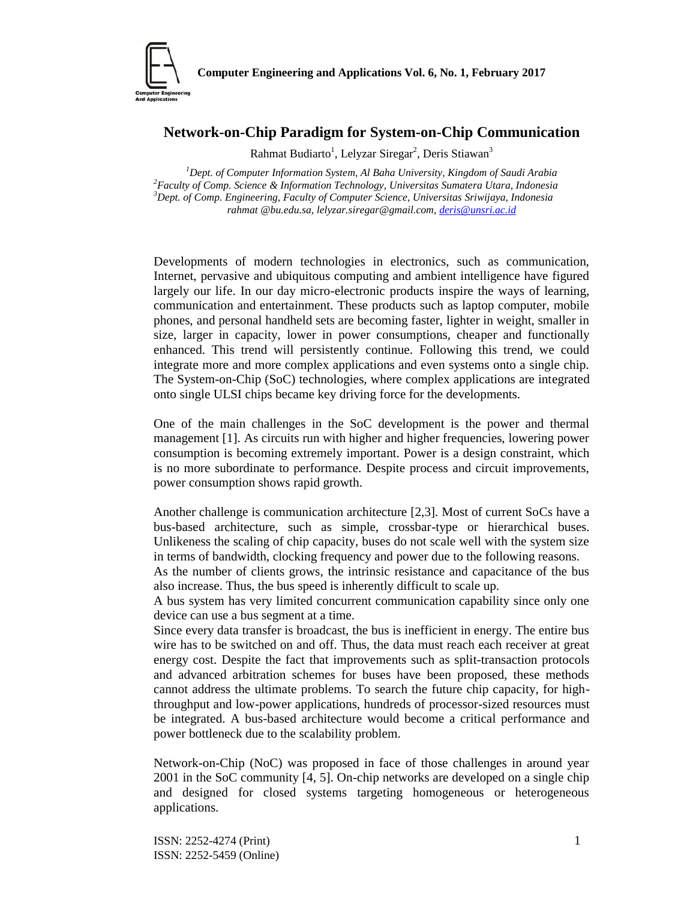// Network-on-Chip Paradigm for System-on-Chip Communication

Rahmat Budiarto[1], Lelyzar Siregar[2], Deris Stiawan[3]

*[1]Dept. of Computer Information System, Al Baha University, Kingdom of Saudi Arabia*
*[2]Faculty of Comp. Science & Information Technology, Universitas Sumatera Utara, Indonesia*
*[3]Dept. of Comp. Engineering, Faculty of Computer Science, Universitas Sriwijaya, Indonesia*
*rahmat @bu.edu.sa, lelyzar.siregar@gmail.com, deris@unsri.ac.id*

Developments of modern technologies in electronics, such as communication, Internet, pervasive and ubiquitous computing and ambient intelligence have figured largely our life. In our day micro-electronic products inspire the ways of learning, communication and entertainment. These products such as laptop computer, mobile phones, and personal handheld sets are becoming faster, lighter in weight, smaller in size, larger in capacity, lower in power consumptions, cheaper and functionally enhanced. This trend will persistently continue. Following this trend, we could integrate more and more complex applications and even systems onto a single chip. The System-on-Chip (SoC) technologies, where complex applications are integrated onto single ULSI chips became key driving force for the developments.

One of the main challenges in the SoC development is the power and thermal management [1]. As circuits run with higher and higher frequencies, lowering power consumption is becoming extremely important. Power is a design constraint, which is no more subordinate to performance. Despite process and circuit improvements, power consumption shows rapid growth.

Another challenge is communication architecture [2,3]. Most of current SoCs have a bus-based architecture, such as simple, crossbar-type or hierarchical buses. Unlikeness the scaling of chip capacity, buses do not scale well with the system size in terms of bandwidth, clocking frequency and power due to the following reasons.

As the number of clients grows, the intrinsic resistance and capacitance of the bus also increase. Thus, the bus speed is inherently difficult to scale up.

A bus system has very limited concurrent communication capability since only one device can use a bus segment at a time.

Since every data transfer is broadcast, the bus is inefficient in energy. The entire bus wire has to be switched on and off. Thus, the data must reach each receiver at great energy cost. Despite the fact that improvements such as split-transaction protocols and advanced arbitration schemes for buses have been proposed, these methods cannot address the ultimate problems. To search the future chip capacity, for high-throughput and low-power applications, hundreds of processor-sized resources must be integrated. A bus-based architecture would become a critical performance and power bottleneck due to the scalability problem.

Network-on-Chip (NoC) was proposed in face of those challenges in around year 2001 in the SoC community [4, 5]. On-chip networks are developed on a single chip and designed for closed systems targeting homogeneous or heterogeneous applications.

ISSN: 2252-4274 (Print)
ISSN: 2252-5459 (Online)

# Network-on-Chip Paradigm for System-on-Chip Communication

Rahmat Budiarto[1], Lelyzar Siregar[2], Deris Stiawan[3]

*[1]Dept. of Computer Information System, Al Baha University, Kingdom of Saudi Arabia*
*[2]Faculty of Comp. Science & Information Technology, Universitas Sumatera Utara, Indonesia*
*[3]Dept. of Comp. Engineering, Faculty of Computer Science, Universitas Sriwijaya, Indonesia*
*rahmat @bu.edu.sa, lelyzar.siregar@gmail.com, deris@unsri.ac.id*

Developments of modern technologies in electronics, such as communication, Internet, pervasive and ubiquitous computing and ambient intelligence have figured largely our life. In our day micro-electronic products inspire the ways of learning, communication and entertainment. These products such as laptop computer, mobile phones, and personal handheld sets are becoming faster, lighter in weight, smaller in size, larger in capacity, lower in power consumptions, cheaper and functionally enhanced. This trend will persistently continue. Following this trend, we could integrate more and more complex applications and even systems onto a single chip. The System-on-Chip (SoC) technologies, where complex applications are integrated onto single ULSI chips became key driving force for the developments.

One of the main challenges in the SoC development is the power and thermal management [1]. As circuits run with higher and higher frequencies, lowering power consumption is becoming extremely important. Power is a design constraint, which is no more subordinate to performance. Despite process and circuit improvements, power consumption shows rapid growth.

Another challenge is communication architecture [2,3]. Most of current SoCs have a bus-based architecture, such as simple, crossbar-type or hierarchical buses. Unlikeness the scaling of chip capacity, buses do not scale well with the system size in terms of bandwidth, clocking frequency and power due to the following reasons.

As the number of clients grows, the intrinsic resistance and capacitance of the bus also increase. Thus, the bus speed is inherently difficult to scale up.

A bus system has very limited concurrent communication capability since only one device can use a bus segment at a time.

Since every data transfer is broadcast, the bus is inefficient in energy. The entire bus wire has to be switched on and off. Thus, the data must reach each receiver at great energy cost. Despite the fact that improvements such as split-transaction protocols and advanced arbitration schemes for buses have been proposed, these methods cannot address the ultimate problems. To search the future chip capacity, for high-throughput and low-power applications, hundreds of processor-sized resources must be integrated. A bus-based architecture would become a critical performance and power bottleneck due to the scalability problem.

Network-on-Chip (NoC) was proposed in face of those challenges in around year 2001 in the SoC community [4, 5]. On-chip networks are developed on a single chip and designed for closed systems targeting homogeneous or heterogeneous applications.

ISSN: 2252-4274 (Print)
ISSN: 2252-5459 (Online)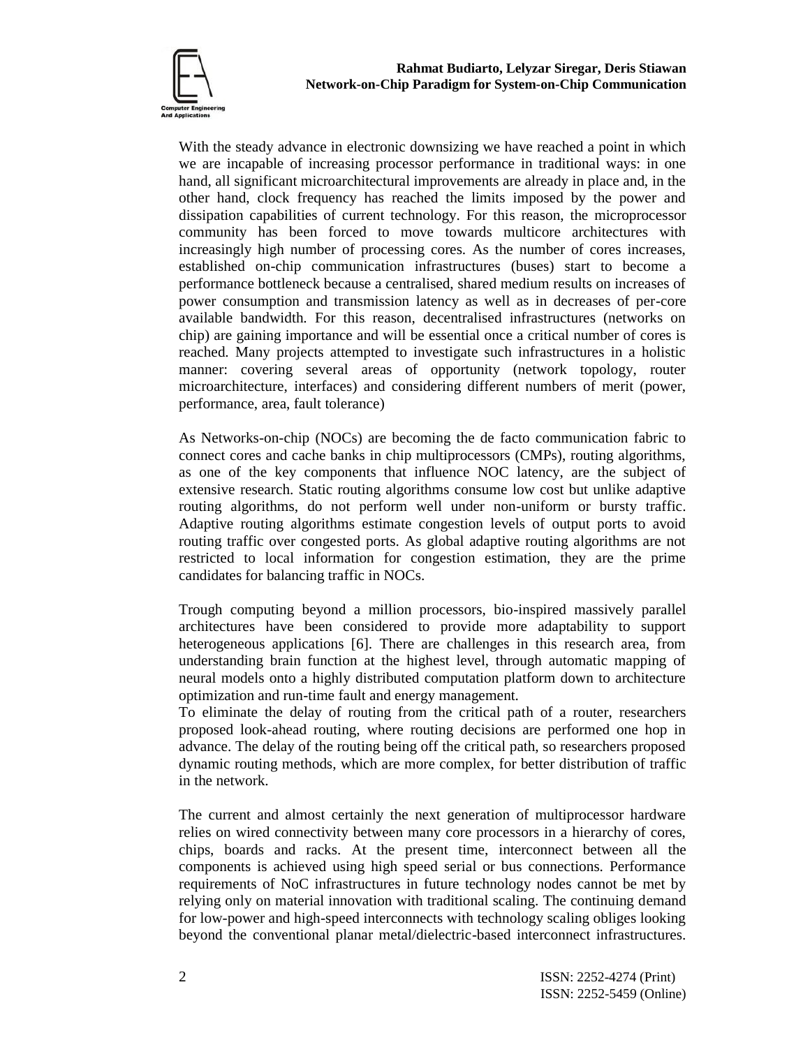With the steady advance in electronic downsizing we have reached a point in which we are incapable of increasing processor performance in traditional ways: in one hand, all significant microarchitectural improvements are already in place and, in the other hand, clock frequency has reached the limits imposed by the power and dissipation capabilities of current technology. For this reason, the microprocessor community has been forced to move towards multicore architectures with increasingly high number of processing cores. As the number of cores increases, established on-chip communication infrastructures (buses) start to become a performance bottleneck because a centralised, shared medium results on increases of power consumption and transmission latency as well as in decreases of per-core available bandwidth. For this reason, decentralised infrastructures (networks on chip) are gaining importance and will be essential once a critical number of cores is reached. Many projects attempted to investigate such infrastructures in a holistic manner: covering several areas of opportunity (network topology, router microarchitecture, interfaces) and considering different numbers of merit (power, performance, area, fault tolerance)

As Networks-on-chip (NOCs) are becoming the de facto communication fabric to connect cores and cache banks in chip multiprocessors (CMPs), routing algorithms, as one of the key components that influence NOC latency, are the subject of extensive research. Static routing algorithms consume low cost but unlike adaptive routing algorithms, do not perform well under non-uniform or bursty traffic. Adaptive routing algorithms estimate congestion levels of output ports to avoid routing traffic over congested ports. As global adaptive routing algorithms are not restricted to local information for congestion estimation, they are the prime candidates for balancing traffic in NOCs.

Trough computing beyond a million processors, bio-inspired massively parallel architectures have been considered to provide more adaptability to support heterogeneous applications [6]. There are challenges in this research area, from understanding brain function at the highest level, through automatic mapping of neural models onto a highly distributed computation platform down to architecture optimization and run-time fault and energy management.

To eliminate the delay of routing from the critical path of a router, researchers proposed look-ahead routing, where routing decisions are performed one hop in advance. The delay of the routing being off the critical path, so researchers proposed dynamic routing methods, which are more complex, for better distribution of traffic in the network.

The current and almost certainly the next generation of multiprocessor hardware relies on wired connectivity between many core processors in a hierarchy of cores, chips, boards and racks. At the present time, interconnect between all the components is achieved using high speed serial or bus connections. Performance requirements of NoC infrastructures in future technology nodes cannot be met by relying only on material innovation with traditional scaling. The continuing demand for low-power and high-speed interconnects with technology scaling obliges looking beyond the conventional planar metal/dielectric-based interconnect infrastructures.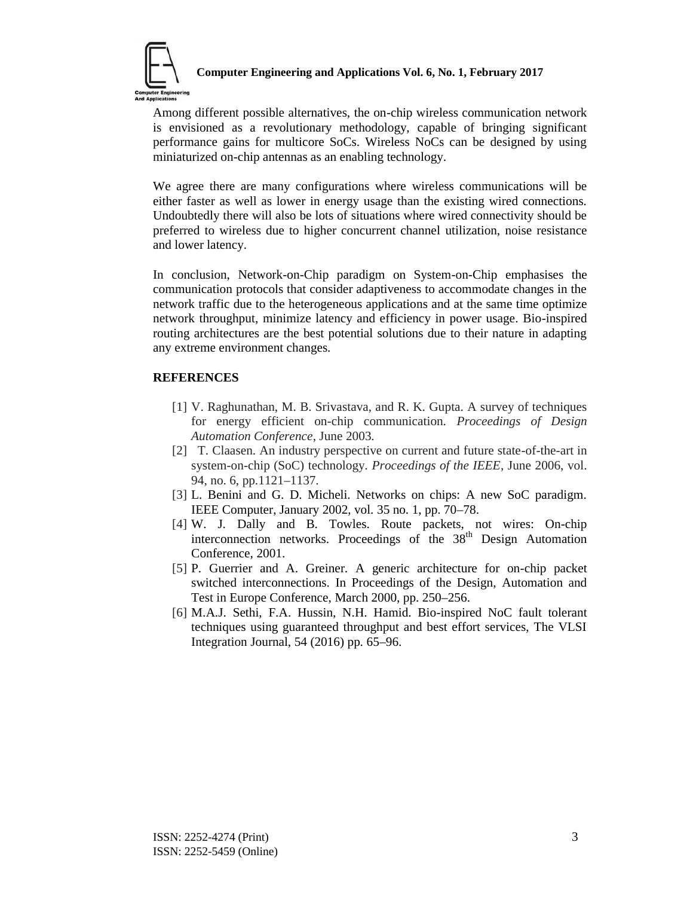Among different possible alternatives, the on-chip wireless communication network is envisioned as a revolutionary methodology, capable of bringing significant performance gains for multicore SoCs. Wireless NoCs can be designed by using miniaturized on-chip antennas as an enabling technology.

We agree there are many configurations where wireless communications will be either faster as well as lower in energy usage than the existing wired connections. Undoubtedly there will also be lots of situations where wired connectivity should be preferred to wireless due to higher concurrent channel utilization, noise resistance and lower latency.

In conclusion, Network-on-Chip paradigm on System-on-Chip emphasises the communication protocols that consider adaptiveness to accommodate changes in the network traffic due to the heterogeneous applications and at the same time optimize network throughput, minimize latency and efficiency in power usage. Bio-inspired routing architectures are the best potential solutions due to their nature in adapting any extreme environment changes.

## REFERENCES

[1] V. Raghunathan, M. B. Srivastava, and R. K. Gupta. A survey of techniques for energy efficient on-chip communication. *Proceedings of Design Automation Conference*, June 2003.

[2] T. Claasen. An industry perspective on current and future state-of-the-art in system-on-chip (SoC) technology. *Proceedings of the IEEE*, June 2006, vol. 94, no. 6, pp.1121–1137.

[3] L. Benini and G. D. Micheli. Networks on chips: A new SoC paradigm. IEEE Computer, January 2002, vol. 35 no. 1, pp. 70–78.

[4] W. J. Dally and B. Towles. Route packets, not wires: On-chip interconnection networks. Proceedings of the 38th Design Automation Conference, 2001.

[5] P. Guerrier and A. Greiner. A generic architecture for on-chip packet switched interconnections. In Proceedings of the Design, Automation and Test in Europe Conference, March 2000, pp. 250–256.

[6] M.A.J. Sethi, F.A. Hussin, N.H. Hamid. Bio-inspired NoC fault tolerant techniques using guaranteed throughput and best effort services, The VLSI Integration Journal, 54 (2016) pp. 65–96.